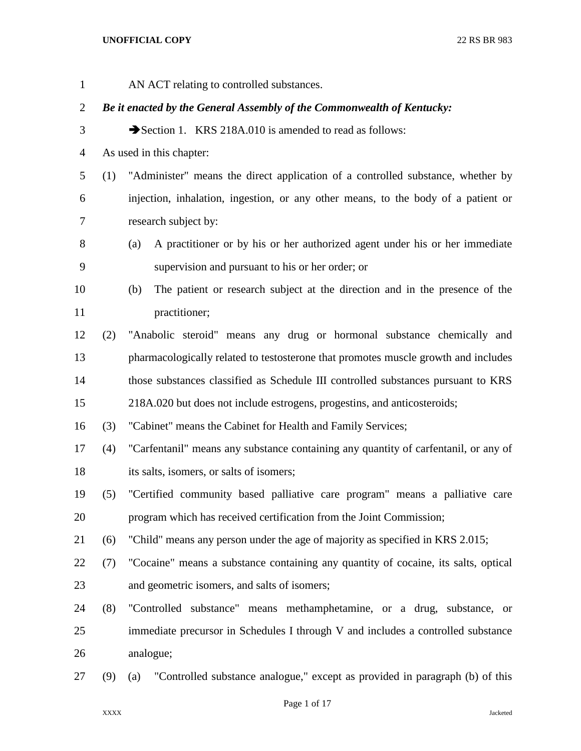AN ACT relating to controlled substances.

***Be it enacted by the General Assembly of the Commonwealth of Kentucky:***

➔Section 1. KRS 218A.010 is amended to read as follows:

As used in this chapter:

(1) "Administer" means the direct application of a controlled substance, whether by injection, inhalation, ingestion, or any other means, to the body of a patient or research subject by:

(a) A practitioner or by his or her authorized agent under his or her immediate supervision and pursuant to his or her order; or

(b) The patient or research subject at the direction and in the presence of the practitioner;

(2) "Anabolic steroid" means any drug or hormonal substance chemically and pharmacologically related to testosterone that promotes muscle growth and includes those substances classified as Schedule III controlled substances pursuant to KRS 218A.020 but does not include estrogens, progestins, and anticosteroids;

(3) "Cabinet" means the Cabinet for Health and Family Services;

(4) "Carfentanil" means any substance containing any quantity of carfentanil, or any of its salts, isomers, or salts of isomers;

(5) "Certified community based palliative care program" means a palliative care program which has received certification from the Joint Commission;

(6) "Child" means any person under the age of majority as specified in KRS 2.015;

(7) "Cocaine" means a substance containing any quantity of cocaine, its salts, optical and geometric isomers, and salts of isomers;

(8) "Controlled substance" means methamphetamine, or a drug, substance, or immediate precursor in Schedules I through V and includes a controlled substance analogue;

(9) (a) "Controlled substance analogue," except as provided in paragraph (b) of this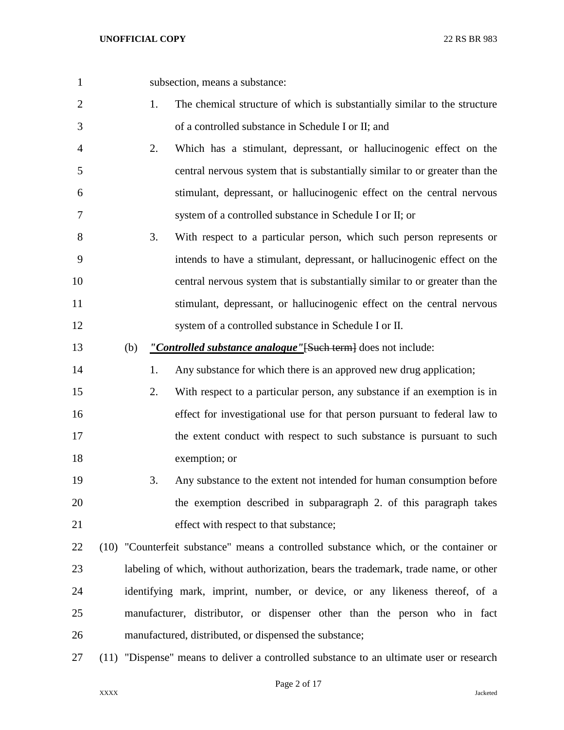subsection, means a substance:

1. The chemical structure of which is substantially similar to the structure of a controlled substance in Schedule I or II; and
2. Which has a stimulant, depressant, or hallucinogenic effect on the central nervous system that is substantially similar to or greater than the stimulant, depressant, or hallucinogenic effect on the central nervous system of a controlled substance in Schedule I or II; or
3. With respect to a particular person, which such person represents or intends to have a stimulant, depressant, or hallucinogenic effect on the central nervous system that is substantially similar to or greater than the stimulant, depressant, or hallucinogenic effect on the central nervous system of a controlled substance in Schedule I or II.

(b) ***"Controlled substance analogue"***~~[Such term]~~ does not include:

1. Any substance for which there is an approved new drug application;
2. With respect to a particular person, any substance if an exemption is in effect for investigational use for that person pursuant to federal law to the extent conduct with respect to such substance is pursuant to such exemption; or
3. Any substance to the extent not intended for human consumption before the exemption described in subparagraph 2. of this paragraph takes effect with respect to that substance;

(10) "Counterfeit substance" means a controlled substance which, or the container or labeling of which, without authorization, bears the trademark, trade name, or other identifying mark, imprint, number, or device, or any likeness thereof, of a manufacturer, distributor, or dispenser other than the person who in fact manufactured, distributed, or dispensed the substance;

(11) "Dispense" means to deliver a controlled substance to an ultimate user or research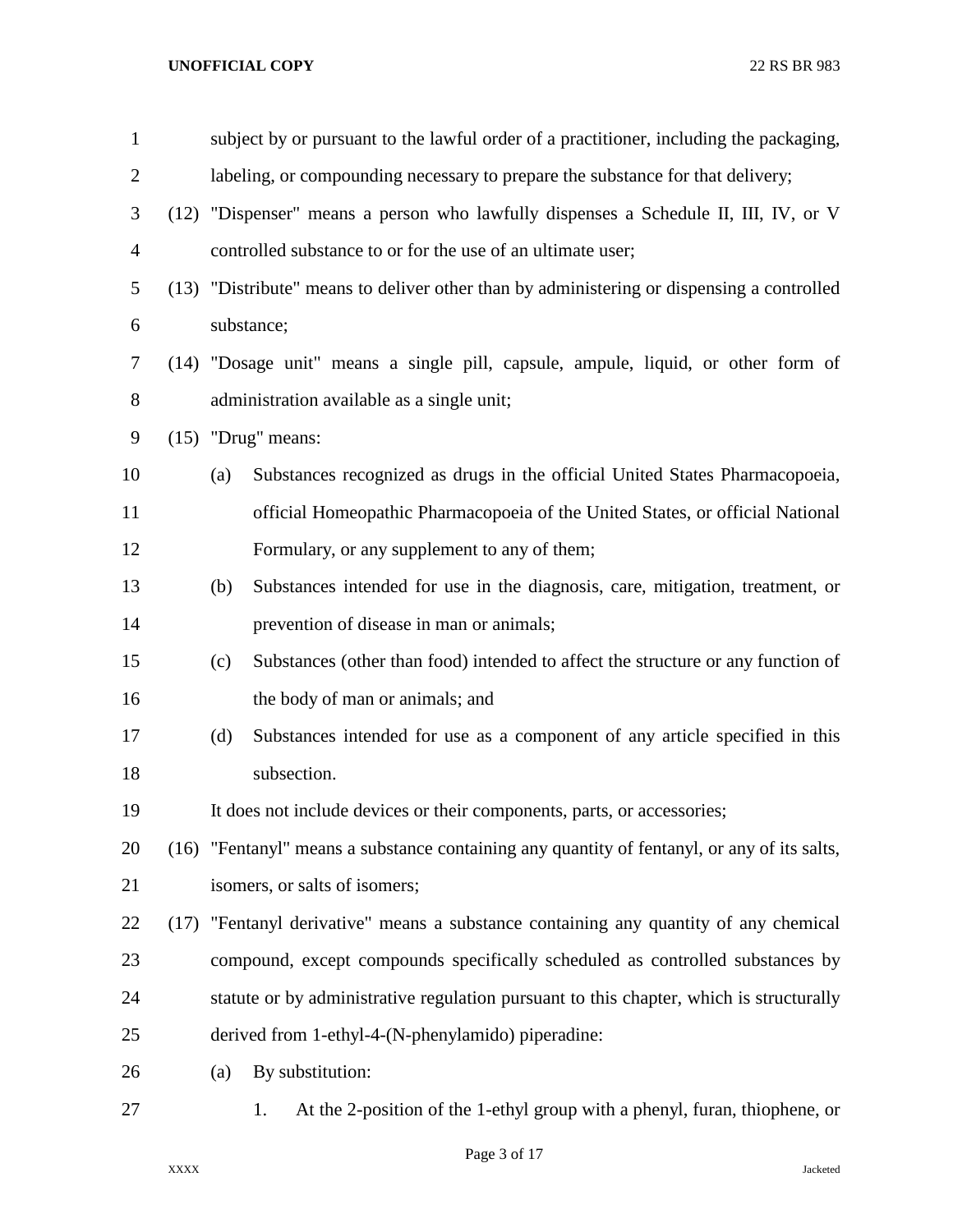subject by or pursuant to the lawful order of a practitioner, including the packaging, labeling, or compounding necessary to prepare the substance for that delivery;

(12) "Dispenser" means a person who lawfully dispenses a Schedule II, III, IV, or V controlled substance to or for the use of an ultimate user;

(13) "Distribute" means to deliver other than by administering or dispensing a controlled substance;

(14) "Dosage unit" means a single pill, capsule, ampule, liquid, or other form of administration available as a single unit;

(15) "Drug" means:

(a) Substances recognized as drugs in the official United States Pharmacopoeia, official Homeopathic Pharmacopoeia of the United States, or official National Formulary, or any supplement to any of them;

(b) Substances intended for use in the diagnosis, care, mitigation, treatment, or prevention of disease in man or animals;

(c) Substances (other than food) intended to affect the structure or any function of the body of man or animals; and

(d) Substances intended for use as a component of any article specified in this subsection.

It does not include devices or their components, parts, or accessories;

(16) "Fentanyl" means a substance containing any quantity of fentanyl, or any of its salts, isomers, or salts of isomers;

(17) "Fentanyl derivative" means a substance containing any quantity of any chemical compound, except compounds specifically scheduled as controlled substances by statute or by administrative regulation pursuant to this chapter, which is structurally derived from 1-ethyl-4-(N-phenylamido) piperadine:

(a) By substitution:

1. At the 2-position of the 1-ethyl group with a phenyl, furan, thiophene, or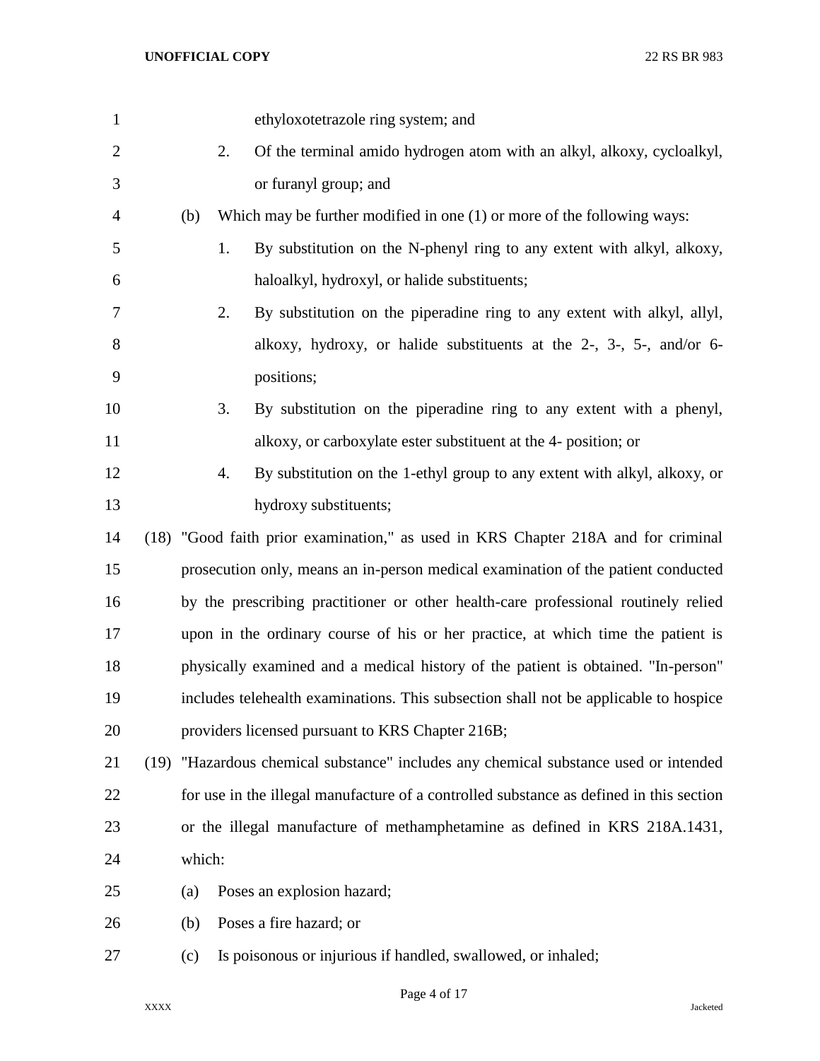ethyloxotetrazole ring system; and

2. Of the terminal amido hydrogen atom with an alkyl, alkoxy, cycloalkyl, or furanyl group; and

(b) Which may be further modified in one (1) or more of the following ways:

1. By substitution on the N-phenyl ring to any extent with alkyl, alkoxy, haloalkyl, hydroxyl, or halide substituents;

2. By substitution on the piperadine ring to any extent with alkyl, allyl, alkoxy, hydroxy, or halide substituents at the 2-, 3-, 5-, and/or 6- positions;

3. By substitution on the piperadine ring to any extent with a phenyl, alkoxy, or carboxylate ester substituent at the 4- position; or

4. By substitution on the 1-ethyl group to any extent with alkyl, alkoxy, or hydroxy substituents;

(18) "Good faith prior examination," as used in KRS Chapter 218A and for criminal prosecution only, means an in-person medical examination of the patient conducted by the prescribing practitioner or other health-care professional routinely relied upon in the ordinary course of his or her practice, at which time the patient is physically examined and a medical history of the patient is obtained. "In-person" includes telehealth examinations. This subsection shall not be applicable to hospice providers licensed pursuant to KRS Chapter 216B;

(19) "Hazardous chemical substance" includes any chemical substance used or intended for use in the illegal manufacture of a controlled substance as defined in this section or the illegal manufacture of methamphetamine as defined in KRS 218A.1431, which:

(a) Poses an explosion hazard;

(b) Poses a fire hazard; or

(c) Is poisonous or injurious if handled, swallowed, or inhaled;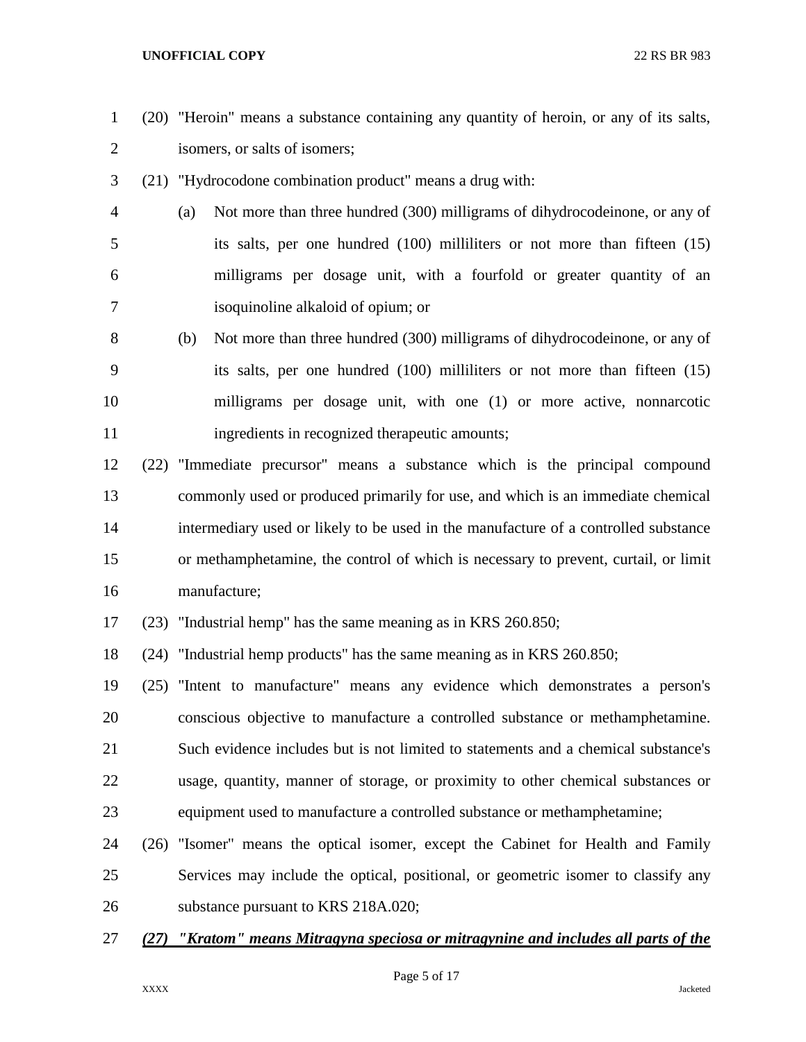(20) "Heroin" means a substance containing any quantity of heroin, or any of its salts, isomers, or salts of isomers;

(21) "Hydrocodone combination product" means a drug with:

(a) Not more than three hundred (300) milligrams of dihydrocodeinone, or any of its salts, per one hundred (100) milliliters or not more than fifteen (15) milligrams per dosage unit, with a fourfold or greater quantity of an isoquinoline alkaloid of opium; or

(b) Not more than three hundred (300) milligrams of dihydrocodeinone, or any of its salts, per one hundred (100) milliliters or not more than fifteen (15) milligrams per dosage unit, with one (1) or more active, nonnarcotic ingredients in recognized therapeutic amounts;

(22) "Immediate precursor" means a substance which is the principal compound commonly used or produced primarily for use, and which is an immediate chemical intermediary used or likely to be used in the manufacture of a controlled substance or methamphetamine, the control of which is necessary to prevent, curtail, or limit manufacture;

(23) "Industrial hemp" has the same meaning as in KRS 260.850;

(24) "Industrial hemp products" has the same meaning as in KRS 260.850;

(25) "Intent to manufacture" means any evidence which demonstrates a person's conscious objective to manufacture a controlled substance or methamphetamine. Such evidence includes but is not limited to statements and a chemical substance's usage, quantity, manner of storage, or proximity to other chemical substances or equipment used to manufacture a controlled substance or methamphetamine;

(26) "Isomer" means the optical isomer, except the Cabinet for Health and Family Services may include the optical, positional, or geometric isomer to classify any substance pursuant to KRS 218A.020;

***(27) "Kratom" means Mitragyna speciosa or mitragynine and includes all parts of the***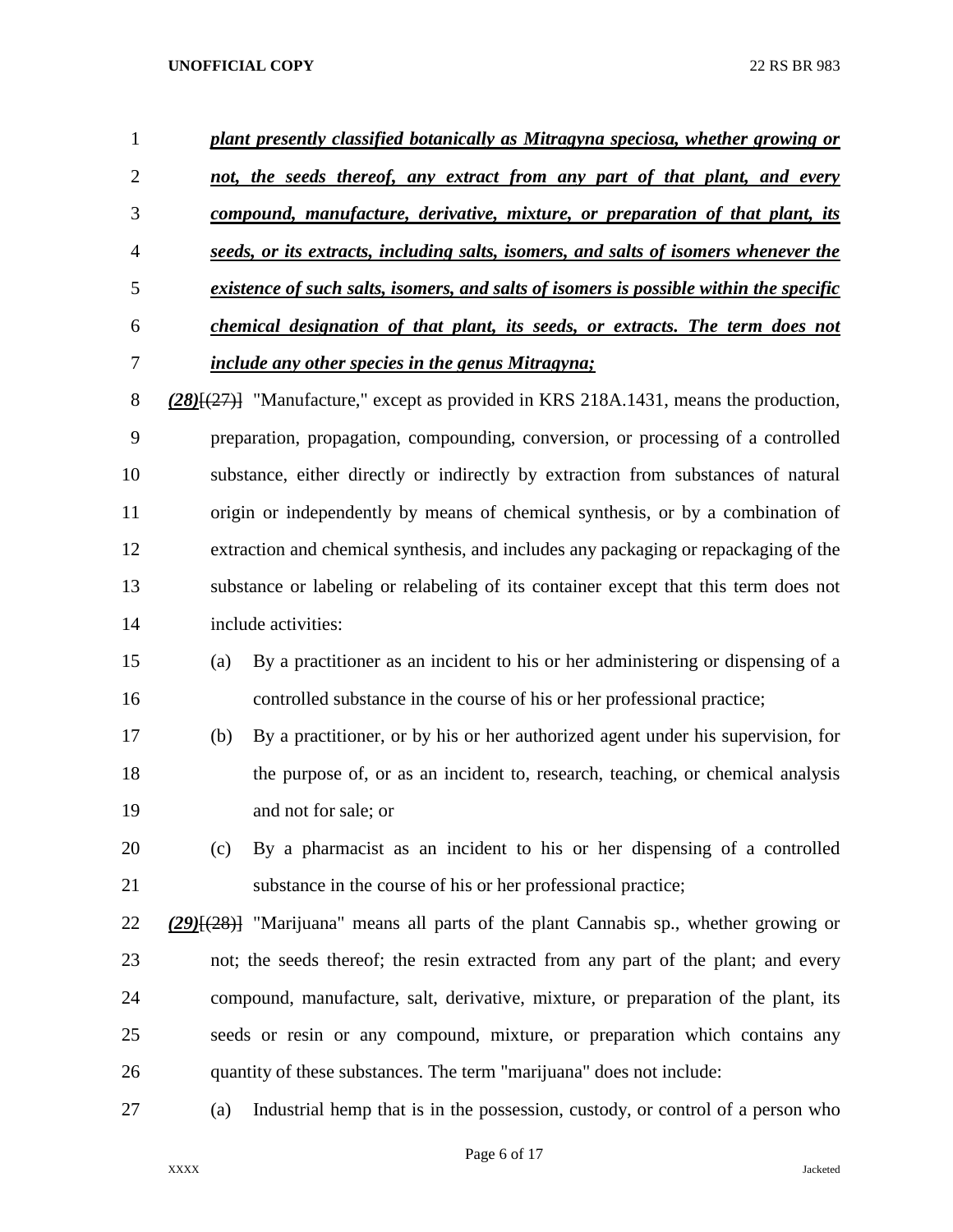***plant presently classified botanically as Mitragyna speciosa, whether growing or not, the seeds thereof, any extract from any part of that plant, and every compound, manufacture, derivative, mixture, or preparation of that plant, its seeds, or its extracts, including salts, isomers, and salts of isomers whenever the existence of such salts, isomers, and salts of isomers is possible within the specific chemical designation of that plant, its seeds, or extracts. The term does not include any other species in the genus Mitragyna;***

***(28)***~~[(27)]~~ "Manufacture," except as provided in KRS 218A.1431, means the production, preparation, propagation, compounding, conversion, or processing of a controlled substance, either directly or indirectly by extraction from substances of natural origin or independently by means of chemical synthesis, or by a combination of extraction and chemical synthesis, and includes any packaging or repackaging of the substance or labeling or relabeling of its container except that this term does not include activities:

(a) By a practitioner as an incident to his or her administering or dispensing of a controlled substance in the course of his or her professional practice;

(b) By a practitioner, or by his or her authorized agent under his supervision, for the purpose of, or as an incident to, research, teaching, or chemical analysis and not for sale; or

(c) By a pharmacist as an incident to his or her dispensing of a controlled substance in the course of his or her professional practice;

***(29)***~~[(28)]~~ "Marijuana" means all parts of the plant Cannabis sp., whether growing or not; the seeds thereof; the resin extracted from any part of the plant; and every compound, manufacture, salt, derivative, mixture, or preparation of the plant, its seeds or resin or any compound, mixture, or preparation which contains any quantity of these substances. The term "marijuana" does not include:

(a) Industrial hemp that is in the possession, custody, or control of a person who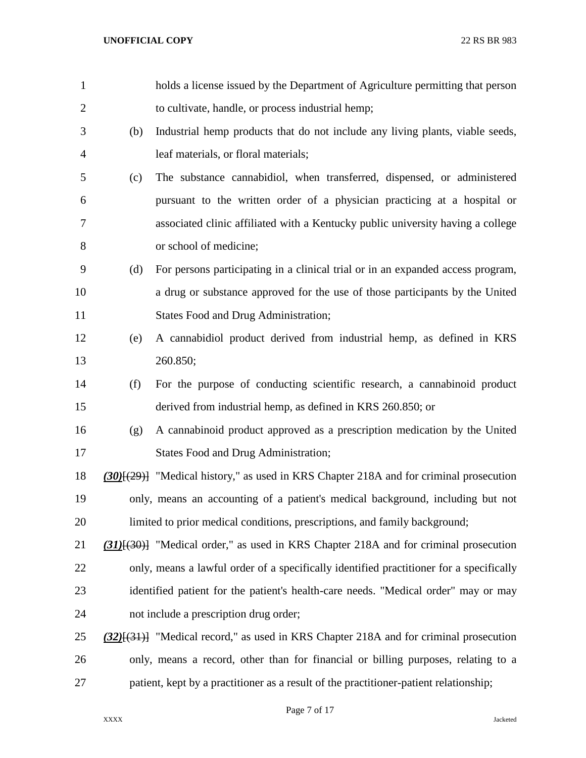holds a license issued by the Department of Agriculture permitting that person to cultivate, handle, or process industrial hemp;

(b) Industrial hemp products that do not include any living plants, viable seeds, leaf materials, or floral materials;

(c) The substance cannabidiol, when transferred, dispensed, or administered pursuant to the written order of a physician practicing at a hospital or associated clinic affiliated with a Kentucky public university having a college or school of medicine;

(d) For persons participating in a clinical trial or in an expanded access program, a drug or substance approved for the use of those participants by the United States Food and Drug Administration;

(e) A cannabidiol product derived from industrial hemp, as defined in KRS 260.850;

(f) For the purpose of conducting scientific research, a cannabinoid product derived from industrial hemp, as defined in KRS 260.850; or

(g) A cannabinoid product approved as a prescription medication by the United States Food and Drug Administration;

***(30)***~~[(29)]~~ "Medical history," as used in KRS Chapter 218A and for criminal prosecution only, means an accounting of a patient's medical background, including but not limited to prior medical conditions, prescriptions, and family background;

***(31)***~~[(30)]~~ "Medical order," as used in KRS Chapter 218A and for criminal prosecution only, means a lawful order of a specifically identified practitioner for a specifically identified patient for the patient's health-care needs. "Medical order" may or may not include a prescription drug order;

***(32)***~~[(31)]~~ "Medical record," as used in KRS Chapter 218A and for criminal prosecution only, means a record, other than for financial or billing purposes, relating to a patient, kept by a practitioner as a result of the practitioner-patient relationship;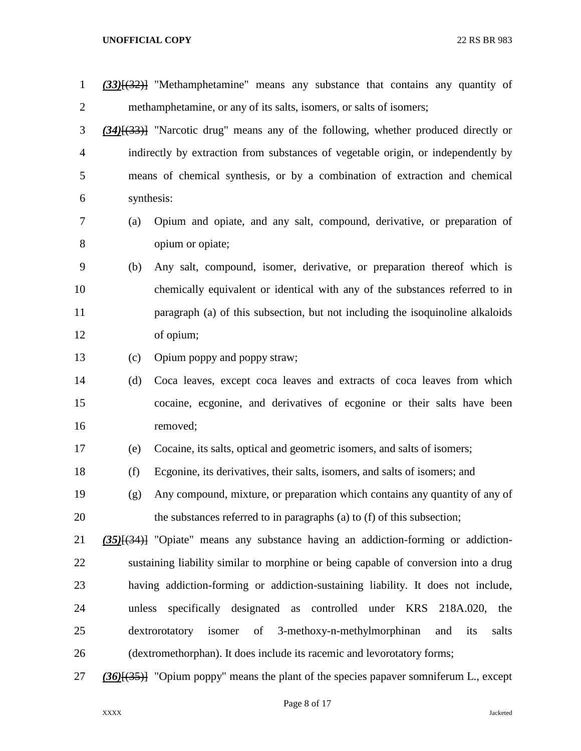*(33)*[(32)] "Methamphetamine" means any substance that contains any quantity of methamphetamine, or any of its salts, isomers, or salts of isomers;

*(34)*[(33)] "Narcotic drug" means any of the following, whether produced directly or indirectly by extraction from substances of vegetable origin, or independently by means of chemical synthesis, or by a combination of extraction and chemical synthesis:

(a) Opium and opiate, and any salt, compound, derivative, or preparation of opium or opiate;

(b) Any salt, compound, isomer, derivative, or preparation thereof which is chemically equivalent or identical with any of the substances referred to in paragraph (a) of this subsection, but not including the isoquinoline alkaloids of opium;

(c) Opium poppy and poppy straw;

(d) Coca leaves, except coca leaves and extracts of coca leaves from which cocaine, ecgonine, and derivatives of ecgonine or their salts have been removed;

(e) Cocaine, its salts, optical and geometric isomers, and salts of isomers;

(f) Ecgonine, its derivatives, their salts, isomers, and salts of isomers; and

(g) Any compound, mixture, or preparation which contains any quantity of any of the substances referred to in paragraphs (a) to (f) of this subsection;

*(35)*[(34)] "Opiate" means any substance having an addiction-forming or addiction-sustaining liability similar to morphine or being capable of conversion into a drug having addiction-forming or addiction-sustaining liability. It does not include, unless specifically designated as controlled under KRS 218A.020, the dextrorotatory isomer of 3-methoxy-n-methylmorphinan and its salts (dextromethorphan). It does include its racemic and levorotatory forms;

*(36)*[(35)] "Opium poppy" means the plant of the species papaver somniferum L., except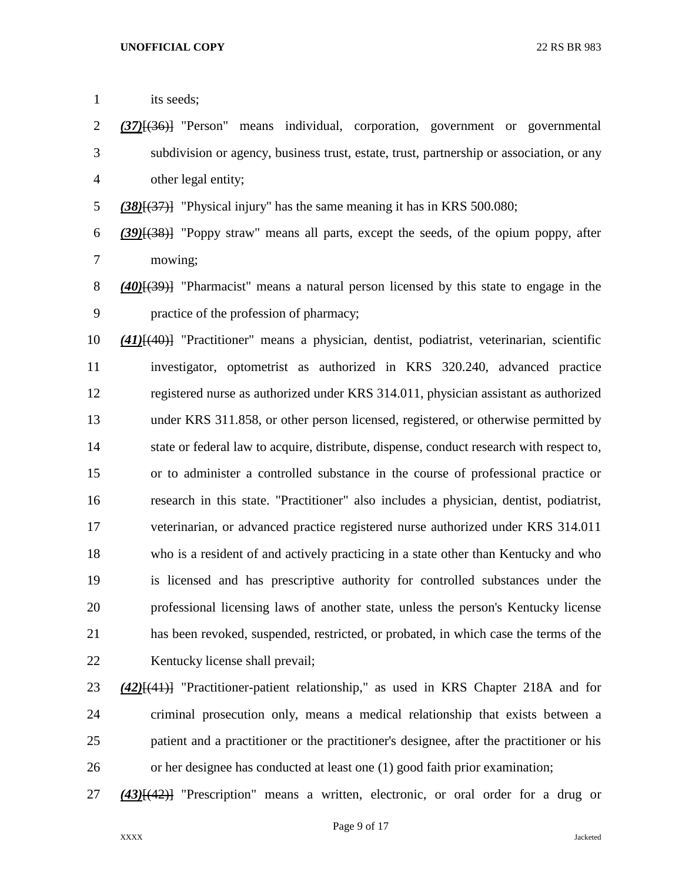its seeds;

***(37)***~~[(36)]~~ "Person" means individual, corporation, government or governmental subdivision or agency, business trust, estate, trust, partnership or association, or any other legal entity;

***(38)***~~[(37)]~~ "Physical injury" has the same meaning it has in KRS 500.080;

***(39)***~~[(38)]~~ "Poppy straw" means all parts, except the seeds, of the opium poppy, after mowing;

***(40)***~~[(39)]~~ "Pharmacist" means a natural person licensed by this state to engage in the practice of the profession of pharmacy;

***(41)***~~[(40)]~~ "Practitioner" means a physician, dentist, podiatrist, veterinarian, scientific investigator, optometrist as authorized in KRS 320.240, advanced practice registered nurse as authorized under KRS 314.011, physician assistant as authorized under KRS 311.858, or other person licensed, registered, or otherwise permitted by state or federal law to acquire, distribute, dispense, conduct research with respect to, or to administer a controlled substance in the course of professional practice or research in this state. "Practitioner" also includes a physician, dentist, podiatrist, veterinarian, or advanced practice registered nurse authorized under KRS 314.011 who is a resident of and actively practicing in a state other than Kentucky and who is licensed and has prescriptive authority for controlled substances under the professional licensing laws of another state, unless the person's Kentucky license has been revoked, suspended, restricted, or probated, in which case the terms of the Kentucky license shall prevail;

***(42)***~~[(41)]~~ "Practitioner-patient relationship," as used in KRS Chapter 218A and for criminal prosecution only, means a medical relationship that exists between a patient and a practitioner or the practitioner's designee, after the practitioner or his or her designee has conducted at least one (1) good faith prior examination;

***(43)***~~[(42)]~~ "Prescription" means a written, electronic, or oral order for a drug or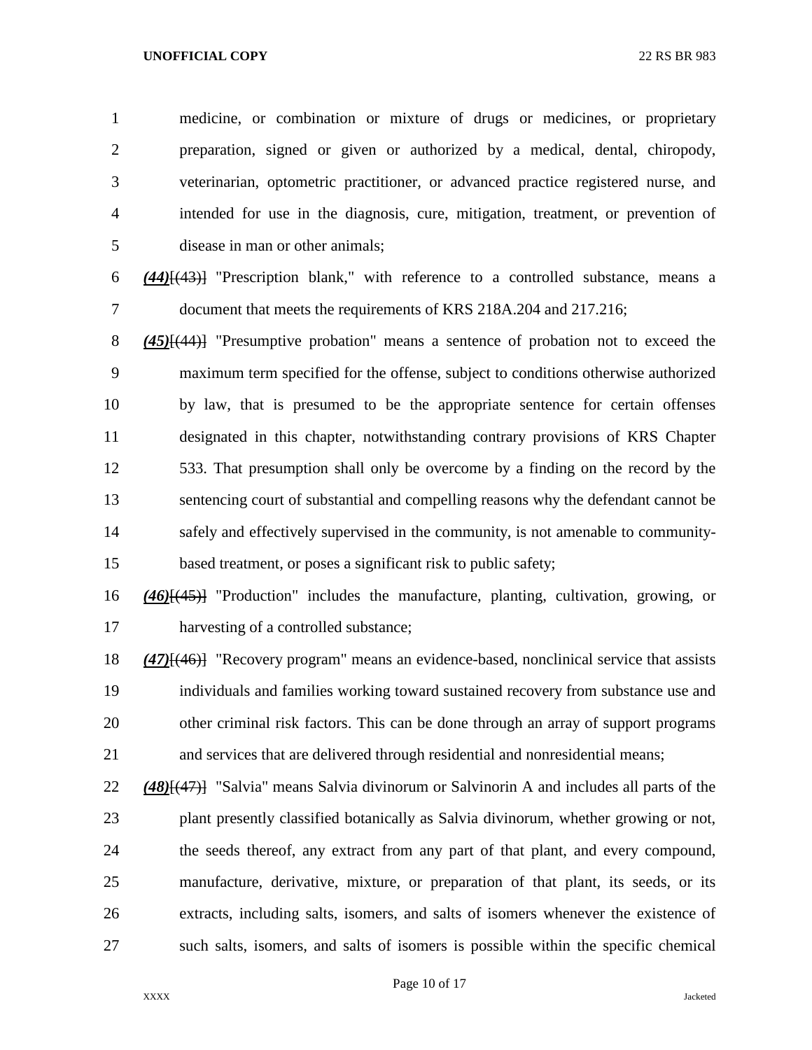medicine, or combination or mixture of drugs or medicines, or proprietary preparation, signed or given or authorized by a medical, dental, chiropody, veterinarian, optometric practitioner, or advanced practice registered nurse, and intended for use in the diagnosis, cure, mitigation, treatment, or prevention of disease in man or other animals;

***(44)***~~[(43)]~~ "Prescription blank," with reference to a controlled substance, means a document that meets the requirements of KRS 218A.204 and 217.216;

***(45)***~~[(44)]~~ "Presumptive probation" means a sentence of probation not to exceed the maximum term specified for the offense, subject to conditions otherwise authorized by law, that is presumed to be the appropriate sentence for certain offenses designated in this chapter, notwithstanding contrary provisions of KRS Chapter 533. That presumption shall only be overcome by a finding on the record by the sentencing court of substantial and compelling reasons why the defendant cannot be safely and effectively supervised in the community, is not amenable to community-based treatment, or poses a significant risk to public safety;

***(46)***~~[(45)]~~ "Production" includes the manufacture, planting, cultivation, growing, or harvesting of a controlled substance;

***(47)***~~[(46)]~~ "Recovery program" means an evidence-based, nonclinical service that assists individuals and families working toward sustained recovery from substance use and other criminal risk factors. This can be done through an array of support programs and services that are delivered through residential and nonresidential means;

***(48)***~~[(47)]~~ "Salvia" means Salvia divinorum or Salvinorin A and includes all parts of the plant presently classified botanically as Salvia divinorum, whether growing or not, the seeds thereof, any extract from any part of that plant, and every compound, manufacture, derivative, mixture, or preparation of that plant, its seeds, or its extracts, including salts, isomers, and salts of isomers whenever the existence of such salts, isomers, and salts of isomers is possible within the specific chemical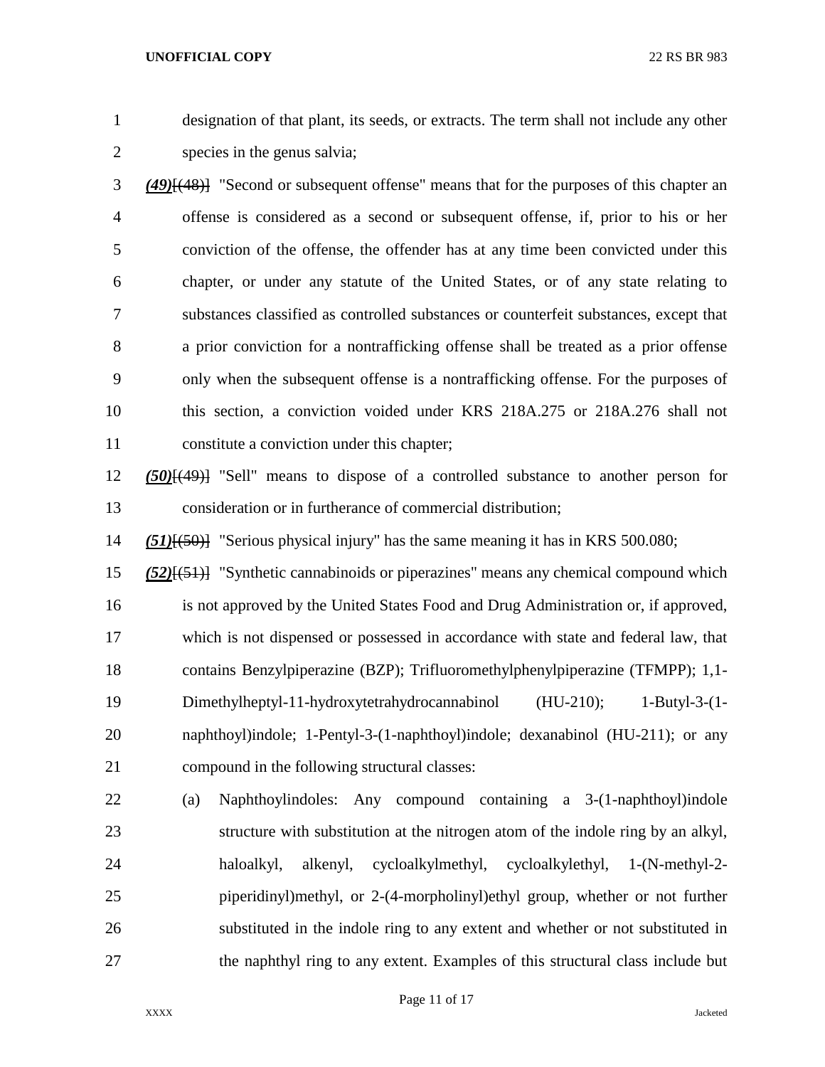designation of that plant, its seeds, or extracts. The term shall not include any other species in the genus salvia;

***(49)***[(48)] "Second or subsequent offense" means that for the purposes of this chapter an offense is considered as a second or subsequent offense, if, prior to his or her conviction of the offense, the offender has at any time been convicted under this chapter, or under any statute of the United States, or of any state relating to substances classified as controlled substances or counterfeit substances, except that a prior conviction for a nontrafficking offense shall be treated as a prior offense only when the subsequent offense is a nontrafficking offense. For the purposes of this section, a conviction voided under KRS 218A.275 or 218A.276 shall not constitute a conviction under this chapter;

***(50)***[(49)] "Sell" means to dispose of a controlled substance to another person for consideration or in furtherance of commercial distribution;

***(51)***[(50)] "Serious physical injury" has the same meaning it has in KRS 500.080;

***(52)***[(51)] "Synthetic cannabinoids or piperazines" means any chemical compound which is not approved by the United States Food and Drug Administration or, if approved, which is not dispensed or possessed in accordance with state and federal law, that contains Benzylpiperazine (BZP); Trifluoromethylphenylpiperazine (TFMPP); 1,1-Dimethylheptyl-11-hydroxytetrahydrocannabinol (HU-210); 1-Butyl-3-(1-naphthoyl)indole; 1-Pentyl-3-(1-naphthoyl)indole; dexanabinol (HU-211); or any compound in the following structural classes:

(a) Naphthoylindoles: Any compound containing a 3-(1-naphthoyl)indole structure with substitution at the nitrogen atom of the indole ring by an alkyl, haloalkyl, alkenyl, cycloalkylmethyl, cycloalkylethyl, 1-(N-methyl-2-piperidinyl)methyl, or 2-(4-morpholinyl)ethyl group, whether or not further substituted in the indole ring to any extent and whether or not substituted in the naphthyl ring to any extent. Examples of this structural class include but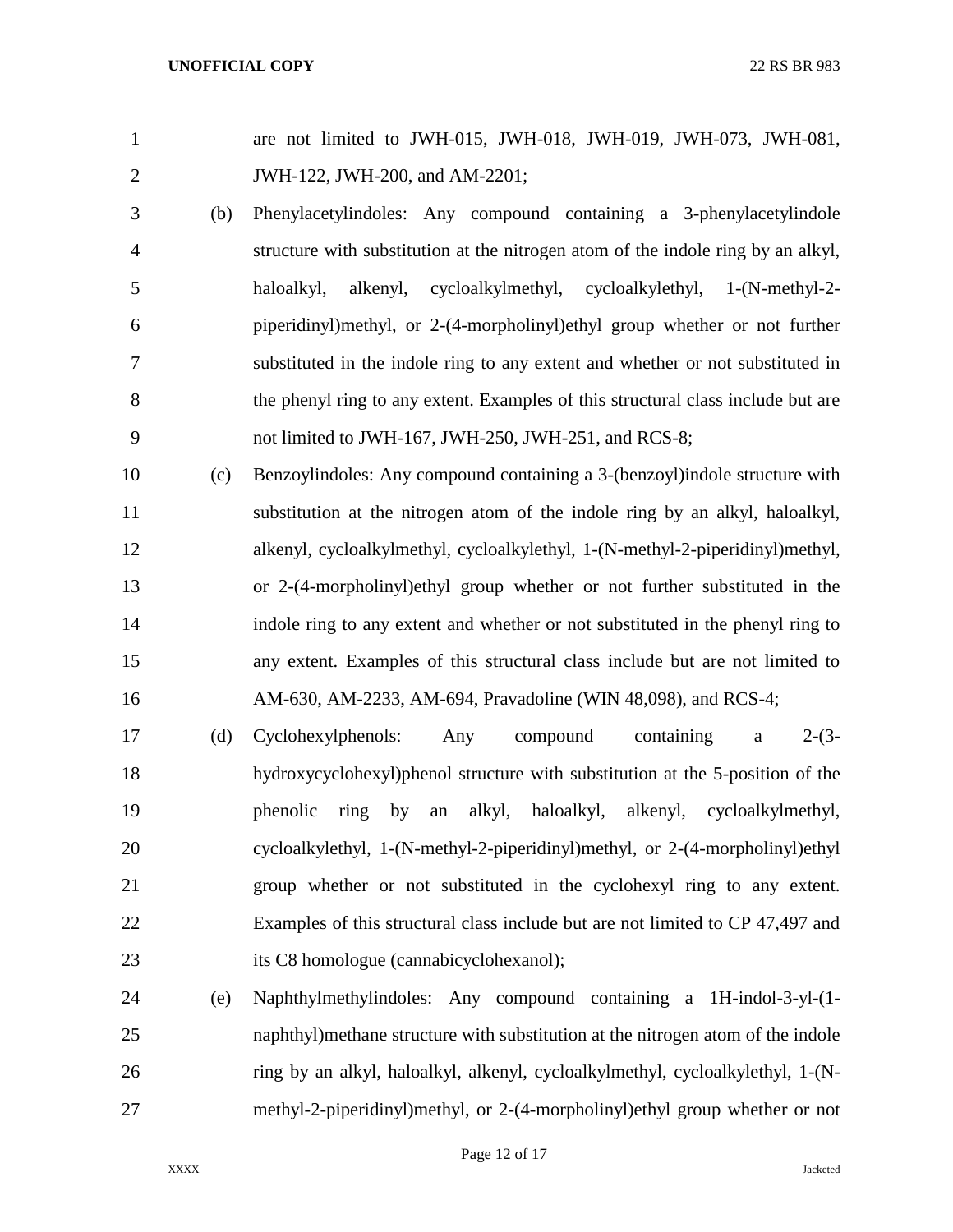are not limited to JWH-015, JWH-018, JWH-019, JWH-073, JWH-081, JWH-122, JWH-200, and AM-2201;

(b) Phenylacetylindoles: Any compound containing a 3-phenylacetylindole structure with substitution at the nitrogen atom of the indole ring by an alkyl, haloalkyl, alkenyl, cycloalkylmethyl, cycloalkylethyl, 1-(N-methyl-2-piperidinyl)methyl, or 2-(4-morpholinyl)ethyl group whether or not further substituted in the indole ring to any extent and whether or not substituted in the phenyl ring to any extent. Examples of this structural class include but are not limited to JWH-167, JWH-250, JWH-251, and RCS-8;

(c) Benzoylindoles: Any compound containing a 3-(benzoyl)indole structure with substitution at the nitrogen atom of the indole ring by an alkyl, haloalkyl, alkenyl, cycloalkylmethyl, cycloalkylethyl, 1-(N-methyl-2-piperidinyl)methyl, or 2-(4-morpholinyl)ethyl group whether or not further substituted in the indole ring to any extent and whether or not substituted in the phenyl ring to any extent. Examples of this structural class include but are not limited to AM-630, AM-2233, AM-694, Pravadoline (WIN 48,098), and RCS-4;

(d) Cyclohexylphenols: Any compound containing a 2-(3-hydroxycyclohexyl)phenol structure with substitution at the 5-position of the phenolic ring by an alkyl, haloalkyl, alkenyl, cycloalkylmethyl, cycloalkylethyl, 1-(N-methyl-2-piperidinyl)methyl, or 2-(4-morpholinyl)ethyl group whether or not substituted in the cyclohexyl ring to any extent. Examples of this structural class include but are not limited to CP 47,497 and its C8 homologue (cannabicyclohexanol);

(e) Naphthylmethylindoles: Any compound containing a 1H-indol-3-yl-(1-naphthyl)methane structure with substitution at the nitrogen atom of the indole ring by an alkyl, haloalkyl, alkenyl, cycloalkylmethyl, cycloalkylethyl, 1-(N-methyl-2-piperidinyl)methyl, or 2-(4-morpholinyl)ethyl group whether or not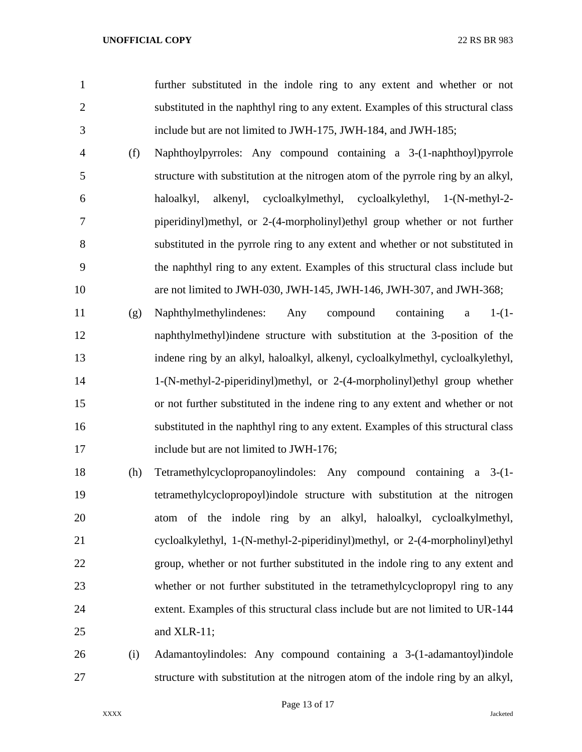further substituted in the indole ring to any extent and whether or not substituted in the naphthyl ring to any extent. Examples of this structural class include but are not limited to JWH-175, JWH-184, and JWH-185;

(f) Naphthoylpyrroles: Any compound containing a 3-(1-naphthoyl)pyrrole structure with substitution at the nitrogen atom of the pyrrole ring by an alkyl, haloalkyl, alkenyl, cycloalkylmethyl, cycloalkylethyl, 1-(N-methyl-2-piperidinyl)methyl, or 2-(4-morpholinyl)ethyl group whether or not further substituted in the pyrrole ring to any extent and whether or not substituted in the naphthyl ring to any extent. Examples of this structural class include but are not limited to JWH-030, JWH-145, JWH-146, JWH-307, and JWH-368;

(g) Naphthylmethylindenes: Any compound containing a 1-(1-naphthylmethyl)indene structure with substitution at the 3-position of the indene ring by an alkyl, haloalkyl, alkenyl, cycloalkylmethyl, cycloalkylethyl, 1-(N-methyl-2-piperidinyl)methyl, or 2-(4-morpholinyl)ethyl group whether or not further substituted in the indene ring to any extent and whether or not substituted in the naphthyl ring to any extent. Examples of this structural class include but are not limited to JWH-176;

(h) Tetramethylcyclopropanoylindoles: Any compound containing a 3-(1-tetramethylcyclopropoyl)indole structure with substitution at the nitrogen atom of the indole ring by an alkyl, haloalkyl, cycloalkylmethyl, cycloalkylethyl, 1-(N-methyl-2-piperidinyl)methyl, or 2-(4-morpholinyl)ethyl group, whether or not further substituted in the indole ring to any extent and whether or not further substituted in the tetramethylcyclopropyl ring to any extent. Examples of this structural class include but are not limited to UR-144 and XLR-11;

(i) Adamantoylindoles: Any compound containing a 3-(1-adamantoyl)indole structure with substitution at the nitrogen atom of the indole ring by an alkyl,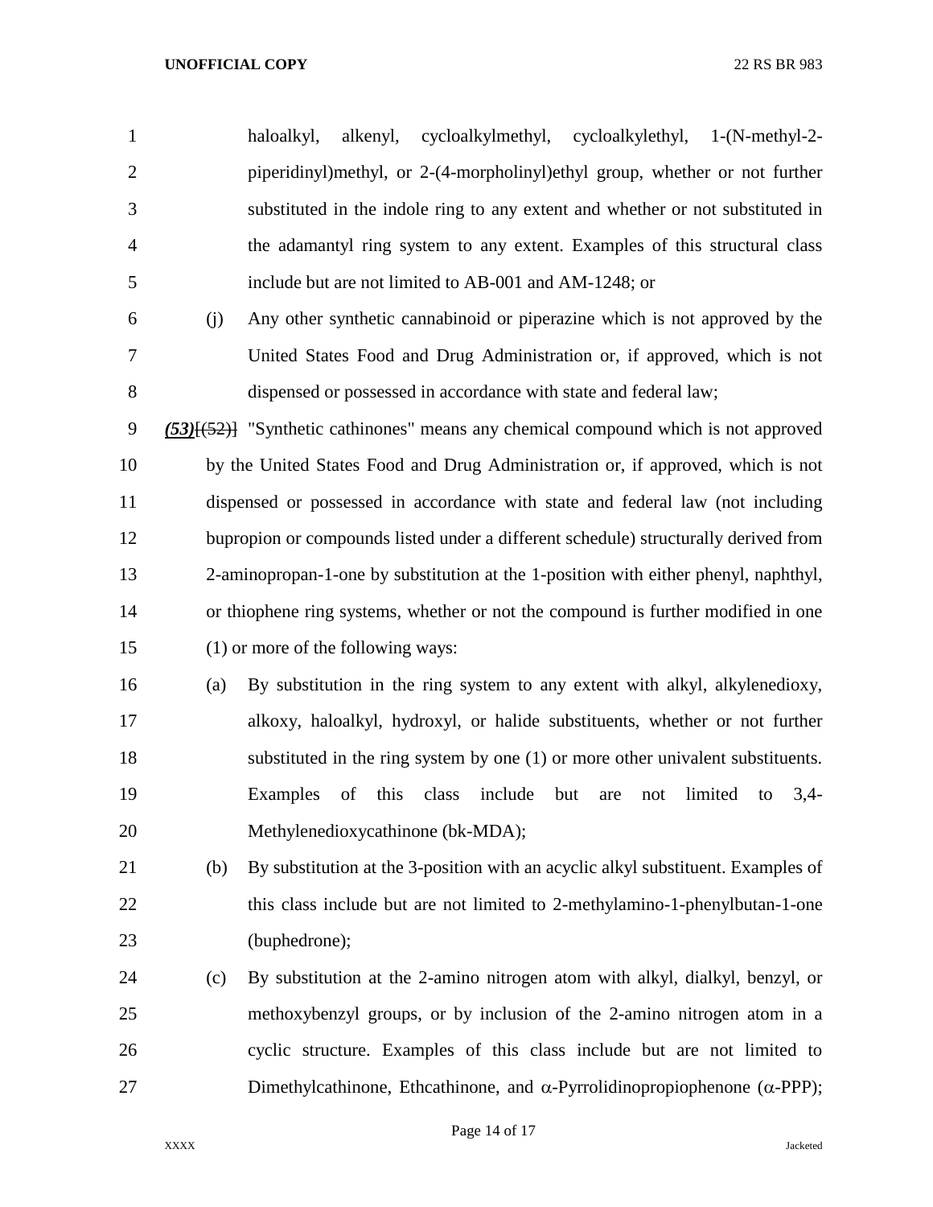haloalkyl, alkenyl, cycloalkylmethyl, cycloalkylethyl, 1-(N-methyl-2-piperidinyl)methyl, or 2-(4-morpholinyl)ethyl group, whether or not further substituted in the indole ring to any extent and whether or not substituted in the adamantyl ring system to any extent. Examples of this structural class include but are not limited to AB-001 and AM-1248; or

(j) Any other synthetic cannabinoid or piperazine which is not approved by the United States Food and Drug Administration or, if approved, which is not dispensed or possessed in accordance with state and federal law;

***(53)***~~[(52)]~~ "Synthetic cathinones" means any chemical compound which is not approved by the United States Food and Drug Administration or, if approved, which is not dispensed or possessed in accordance with state and federal law (not including bupropion or compounds listed under a different schedule) structurally derived from 2-aminopropan-1-one by substitution at the 1-position with either phenyl, naphthyl, or thiophene ring systems, whether or not the compound is further modified in one (1) or more of the following ways:

(a) By substitution in the ring system to any extent with alkyl, alkylenedioxy, alkoxy, haloalkyl, hydroxyl, or halide substituents, whether or not further substituted in the ring system by one (1) or more other univalent substituents. Examples of this class include but are not limited to 3,4-Methylenedioxycathinone (bk-MDA);

(b) By substitution at the 3-position with an acyclic alkyl substituent. Examples of this class include but are not limited to 2-methylamino-1-phenylbutan-1-one (buphedrone);

(c) By substitution at the 2-amino nitrogen atom with alkyl, dialkyl, benzyl, or methoxybenzyl groups, or by inclusion of the 2-amino nitrogen atom in a cyclic structure. Examples of this class include but are not limited to Dimethylcathinone, Ethcathinone, and α-Pyrrolidinopropiophenone (α-PPP);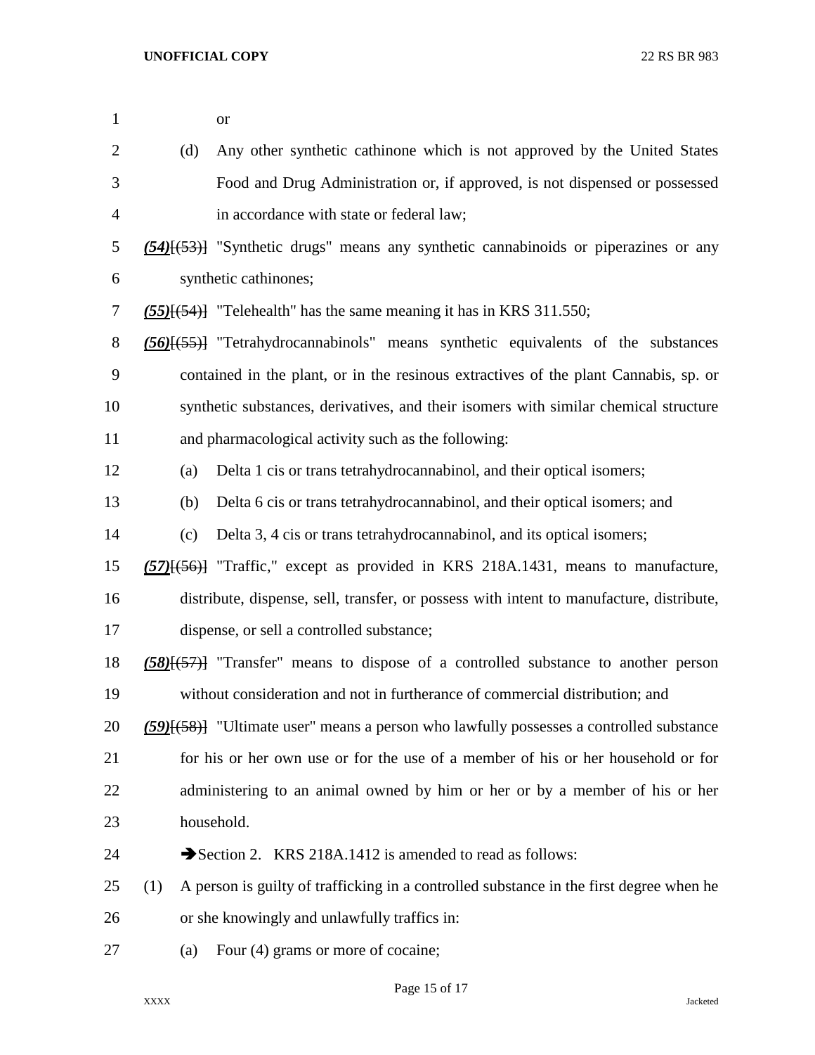or

(d) Any other synthetic cathinone which is not approved by the United States Food and Drug Administration or, if approved, is not dispensed or possessed in accordance with state or federal law;

***(54)***~~[(53)]~~ "Synthetic drugs" means any synthetic cannabinoids or piperazines or any synthetic cathinones;

***(55)***~~[(54)]~~ "Telehealth" has the same meaning it has in KRS 311.550;

***(56)***~~[(55)]~~ "Tetrahydrocannabinols" means synthetic equivalents of the substances contained in the plant, or in the resinous extractives of the plant Cannabis, sp. or synthetic substances, derivatives, and their isomers with similar chemical structure and pharmacological activity such as the following:

(a) Delta 1 cis or trans tetrahydrocannabinol, and their optical isomers;

(b) Delta 6 cis or trans tetrahydrocannabinol, and their optical isomers; and

(c) Delta 3, 4 cis or trans tetrahydrocannabinol, and its optical isomers;

***(57)***~~[(56)]~~ "Traffic," except as provided in KRS 218A.1431, means to manufacture, distribute, dispense, sell, transfer, or possess with intent to manufacture, distribute, dispense, or sell a controlled substance;

***(58)***~~[(57)]~~ "Transfer" means to dispose of a controlled substance to another person without consideration and not in furtherance of commercial distribution; and

***(59)***~~[(58)]~~ "Ultimate user" means a person who lawfully possesses a controlled substance for his or her own use or for the use of a member of his or her household or for administering to an animal owned by him or her or by a member of his or her household.

➔Section 2. KRS 218A.1412 is amended to read as follows:

(1) A person is guilty of trafficking in a controlled substance in the first degree when he or she knowingly and unlawfully traffics in:

(a) Four (4) grams or more of cocaine;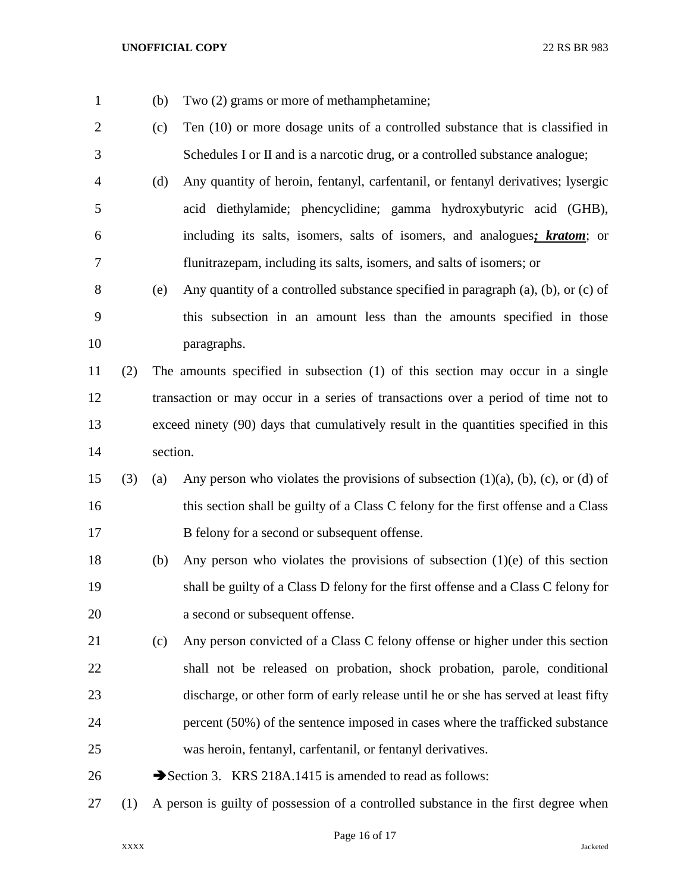(b) Two (2) grams or more of methamphetamine;

(c) Ten (10) or more dosage units of a controlled substance that is classified in Schedules I or II and is a narcotic drug, or a controlled substance analogue;

(d) Any quantity of heroin, fentanyl, carfentanil, or fentanyl derivatives; lysergic acid diethylamide; phencyclidine; gamma hydroxybutyric acid (GHB), including its salts, isomers, salts of isomers, and analogues***; kratom***; or flunitrazepam, including its salts, isomers, and salts of isomers; or

(e) Any quantity of a controlled substance specified in paragraph (a), (b), or (c) of this subsection in an amount less than the amounts specified in those paragraphs.

(2) The amounts specified in subsection (1) of this section may occur in a single transaction or may occur in a series of transactions over a period of time not to exceed ninety (90) days that cumulatively result in the quantities specified in this section.

(3) (a) Any person who violates the provisions of subsection (1)(a), (b), (c), or (d) of this section shall be guilty of a Class C felony for the first offense and a Class B felony for a second or subsequent offense.

(b) Any person who violates the provisions of subsection (1)(e) of this section shall be guilty of a Class D felony for the first offense and a Class C felony for a second or subsequent offense.

(c) Any person convicted of a Class C felony offense or higher under this section shall not be released on probation, shock probation, parole, conditional discharge, or other form of early release until he or she has served at least fifty percent (50%) of the sentence imposed in cases where the trafficked substance was heroin, fentanyl, carfentanil, or fentanyl derivatives.

➔Section 3. KRS 218A.1415 is amended to read as follows:

(1) A person is guilty of possession of a controlled substance in the first degree when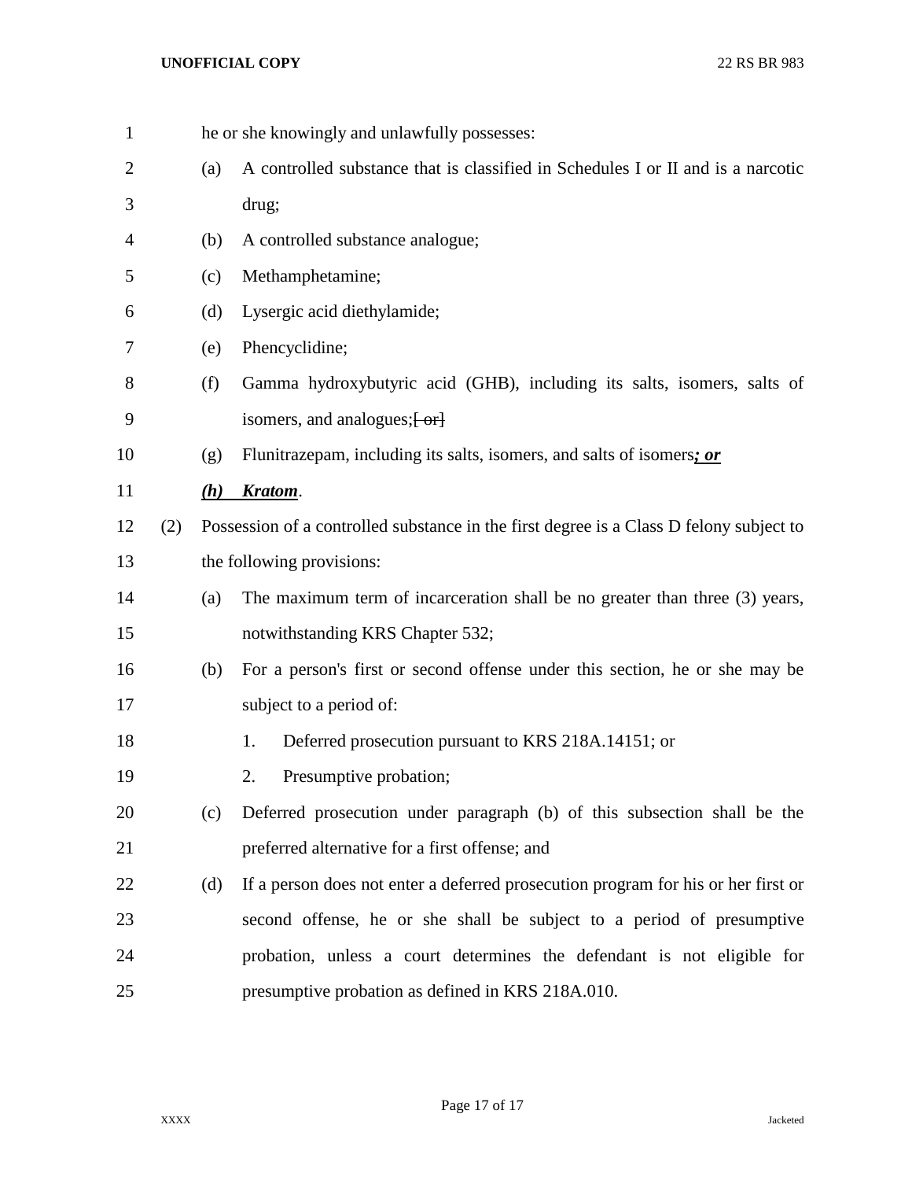he or she knowingly and unlawfully possesses:

(a) A controlled substance that is classified in Schedules I or II and is a narcotic drug;

(b) A controlled substance analogue;

(c) Methamphetamine;

(d) Lysergic acid diethylamide;

(e) Phencyclidine;

(f) Gamma hydroxybutyric acid (GHB), including its salts, isomers, salts of isomers, and analogues;~~[ or]~~

(g) Flunitrazepam, including its salts, isomers, and salts of isomers***; or***

***(h) Kratom***.

(2) Possession of a controlled substance in the first degree is a Class D felony subject to the following provisions:

(a) The maximum term of incarceration shall be no greater than three (3) years, notwithstanding KRS Chapter 532;

(b) For a person's first or second offense under this section, he or she may be subject to a period of:

1. Deferred prosecution pursuant to KRS 218A.14151; or

2. Presumptive probation;

(c) Deferred prosecution under paragraph (b) of this subsection shall be the preferred alternative for a first offense; and

(d) If a person does not enter a deferred prosecution program for his or her first or second offense, he or she shall be subject to a period of presumptive probation, unless a court determines the defendant is not eligible for presumptive probation as defined in KRS 218A.010.